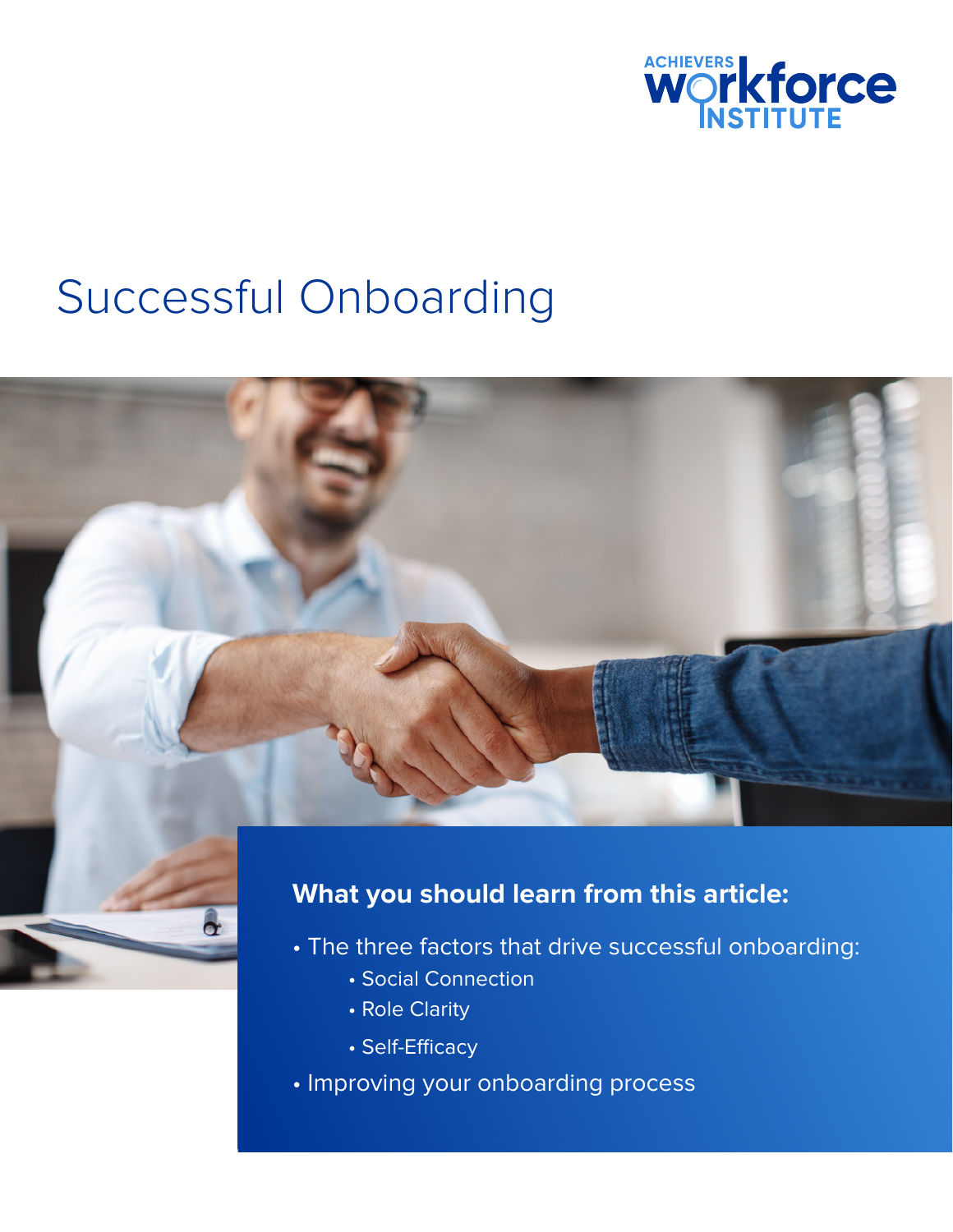ACHIEVERS workforce INSTITUTE

# Successful Onboarding

**What you should learn from this article:**

- The three factors that drive successful onboarding:
  - Social Connection
  - Role Clarity
  - Self-Efficacy
- Improving your onboarding process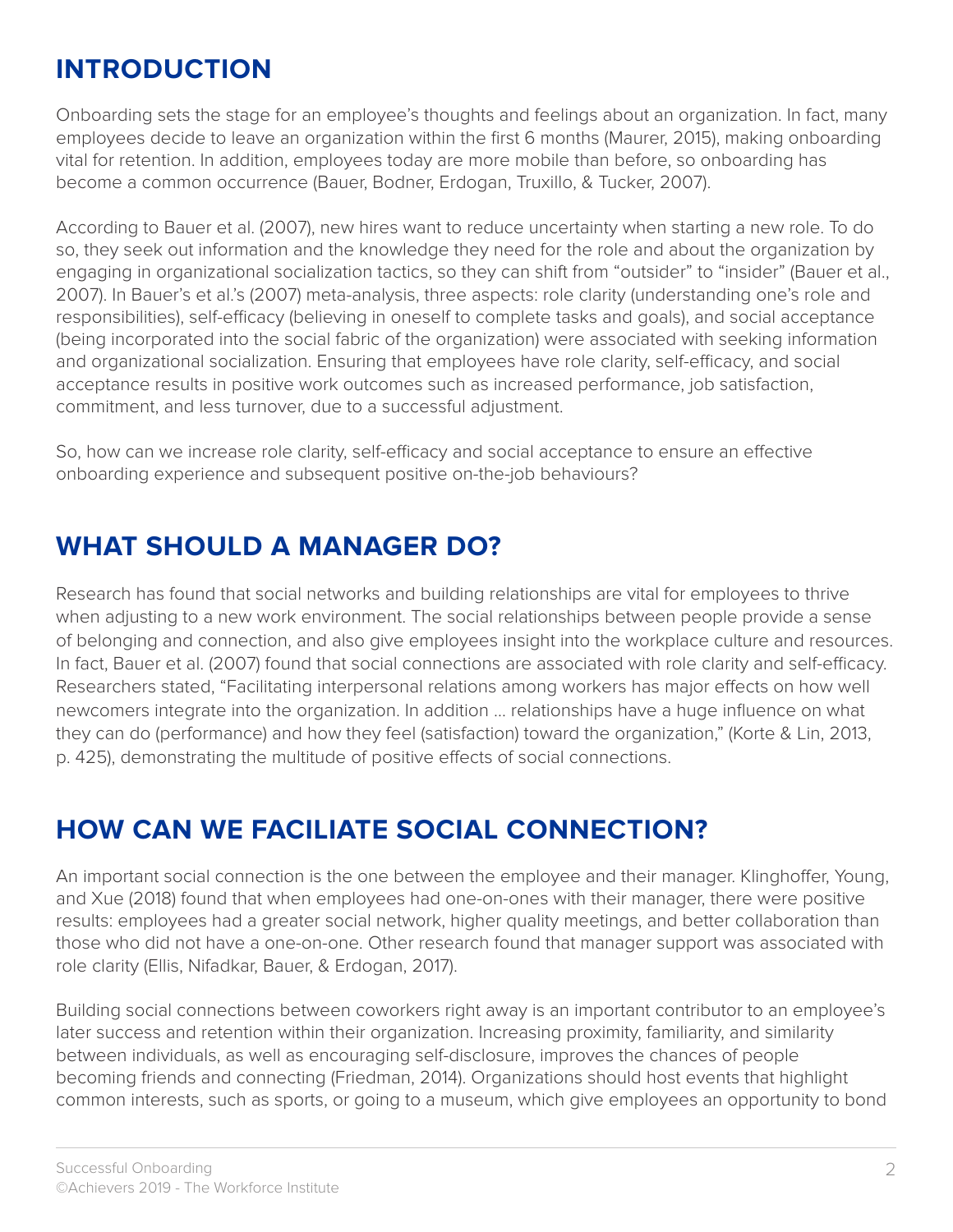## INTRODUCTION

Onboarding sets the stage for an employee's thoughts and feelings about an organization. In fact, many employees decide to leave an organization within the first 6 months (Maurer, 2015), making onboarding vital for retention. In addition, employees today are more mobile than before, so onboarding has become a common occurrence (Bauer, Bodner, Erdogan, Truxillo, & Tucker, 2007).

According to Bauer et al. (2007), new hires want to reduce uncertainty when starting a new role. To do so, they seek out information and the knowledge they need for the role and about the organization by engaging in organizational socialization tactics, so they can shift from "outsider" to "insider" (Bauer et al., 2007). In Bauer's et al.'s (2007) meta-analysis, three aspects: role clarity (understanding one's role and responsibilities), self-efficacy (believing in oneself to complete tasks and goals), and social acceptance (being incorporated into the social fabric of the organization) were associated with seeking information and organizational socialization. Ensuring that employees have role clarity, self-efficacy, and social acceptance results in positive work outcomes such as increased performance, job satisfaction, commitment, and less turnover, due to a successful adjustment.

So, how can we increase role clarity, self-efficacy and social acceptance to ensure an effective onboarding experience and subsequent positive on-the-job behaviours?

## WHAT SHOULD A MANAGER DO?

Research has found that social networks and building relationships are vital for employees to thrive when adjusting to a new work environment. The social relationships between people provide a sense of belonging and connection, and also give employees insight into the workplace culture and resources. In fact, Bauer et al. (2007) found that social connections are associated with role clarity and self-efficacy. Researchers stated, "Facilitating interpersonal relations among workers has major effects on how well newcomers integrate into the organization. In addition ... relationships have a huge influence on what they can do (performance) and how they feel (satisfaction) toward the organization," (Korte & Lin, 2013, p. 425), demonstrating the multitude of positive effects of social connections.

## HOW CAN WE FACILIATE SOCIAL CONNECTION?

An important social connection is the one between the employee and their manager. Klinghoffer, Young, and Xue (2018) found that when employees had one-on-ones with their manager, there were positive results: employees had a greater social network, higher quality meetings, and better collaboration than those who did not have a one-on-one. Other research found that manager support was associated with role clarity (Ellis, Nifadkar, Bauer, & Erdogan, 2017).

Building social connections between coworkers right away is an important contributor to an employee's later success and retention within their organization. Increasing proximity, familiarity, and similarity between individuals, as well as encouraging self-disclosure, improves the chances of people becoming friends and connecting (Friedman, 2014). Organizations should host events that highlight common interests, such as sports, or going to a museum, which give employees an opportunity to bond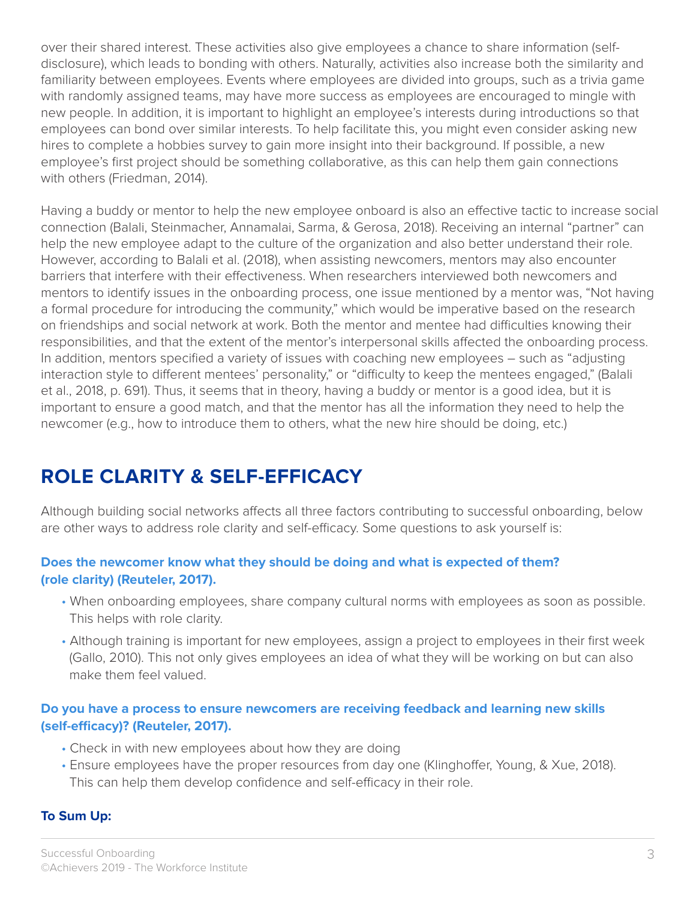over their shared interest. These activities also give employees a chance to share information (self-disclosure), which leads to bonding with others. Naturally, activities also increase both the similarity and familiarity between employees. Events where employees are divided into groups, such as a trivia game with randomly assigned teams, may have more success as employees are encouraged to mingle with new people. In addition, it is important to highlight an employee's interests during introductions so that employees can bond over similar interests. To help facilitate this, you might even consider asking new hires to complete a hobbies survey to gain more insight into their background. If possible, a new employee's first project should be something collaborative, as this can help them gain connections with others (Friedman, 2014).

Having a buddy or mentor to help the new employee onboard is also an effective tactic to increase social connection (Balali, Steinmacher, Annamalai, Sarma, & Gerosa, 2018). Receiving an internal "partner" can help the new employee adapt to the culture of the organization and also better understand their role. However, according to Balali et al. (2018), when assisting newcomers, mentors may also encounter barriers that interfere with their effectiveness. When researchers interviewed both newcomers and mentors to identify issues in the onboarding process, one issue mentioned by a mentor was, "Not having a formal procedure for introducing the community," which would be imperative based on the research on friendships and social network at work. Both the mentor and mentee had difficulties knowing their responsibilities, and that the extent of the mentor's interpersonal skills affected the onboarding process. In addition, mentors specified a variety of issues with coaching new employees – such as "adjusting interaction style to different mentees' personality," or "difficulty to keep the mentees engaged," (Balali et al., 2018, p. 691). Thus, it seems that in theory, having a buddy or mentor is a good idea, but it is important to ensure a good match, and that the mentor has all the information they need to help the newcomer (e.g., how to introduce them to others, what the new hire should be doing, etc.)

## ROLE CLARITY & SELF-EFFICACY

Although building social networks affects all three factors contributing to successful onboarding, below are other ways to address role clarity and self-efficacy. Some questions to ask yourself is:

### Does the newcomer know what they should be doing and what is expected of them? (role clarity) (Reuteler, 2017).

- When onboarding employees, share company cultural norms with employees as soon as possible. This helps with role clarity.
- Although training is important for new employees, assign a project to employees in their first week (Gallo, 2010). This not only gives employees an idea of what they will be working on but can also make them feel valued.

### Do you have a process to ensure newcomers are receiving feedback and learning new skills (self-efficacy)? (Reuteler, 2017).

- Check in with new employees about how they are doing
- Ensure employees have the proper resources from day one (Klinghoffer, Young, & Xue, 2018). This can help them develop confidence and self-efficacy in their role.

### To Sum Up: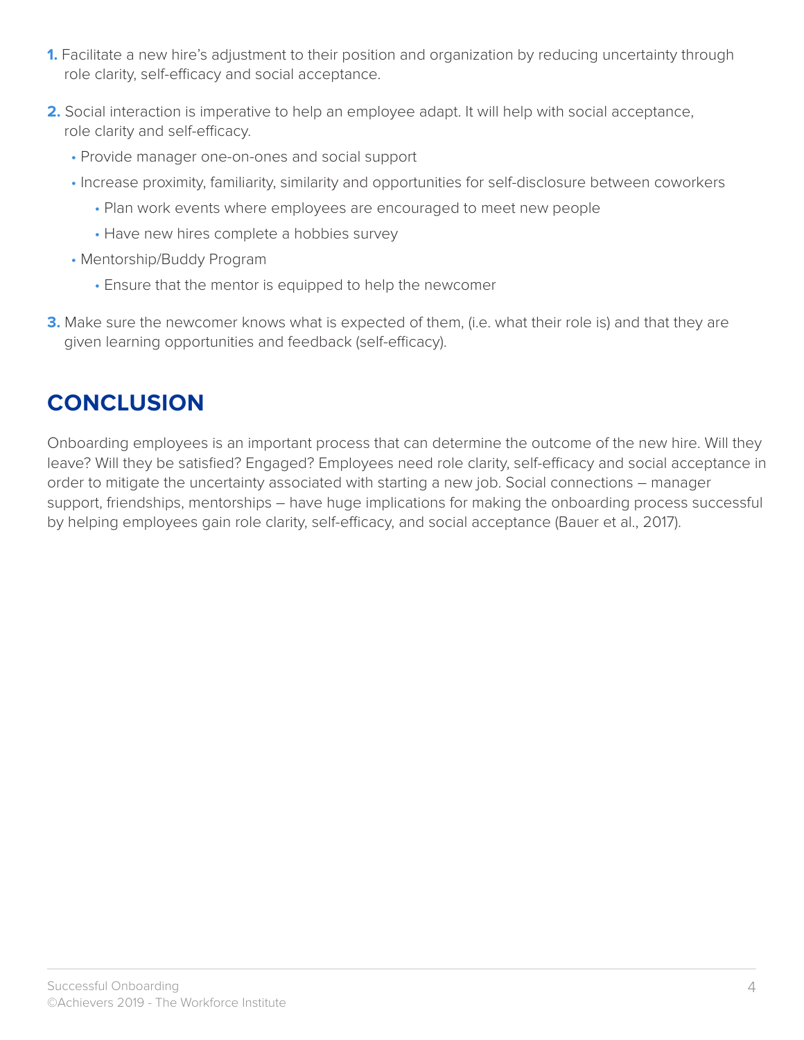1. Facilitate a new hire's adjustment to their position and organization by reducing uncertainty through role clarity, self-efficacy and social acceptance.

2. Social interaction is imperative to help an employee adapt. It will help with social acceptance, role clarity and self-efficacy.
   - Provide manager one-on-ones and social support
   - Increase proximity, familiarity, similarity and opportunities for self-disclosure between coworkers
     - Plan work events where employees are encouraged to meet new people
     - Have new hires complete a hobbies survey
   - Mentorship/Buddy Program
     - Ensure that the mentor is equipped to help the newcomer

3. Make sure the newcomer knows what is expected of them, (i.e. what their role is) and that they are given learning opportunities and feedback (self-efficacy).

## CONCLUSION

Onboarding employees is an important process that can determine the outcome of the new hire. Will they leave? Will they be satisfied? Engaged? Employees need role clarity, self-efficacy and social acceptance in order to mitigate the uncertainty associated with starting a new job. Social connections – manager support, friendships, mentorships – have huge implications for making the onboarding process successful by helping employees gain role clarity, self-efficacy, and social acceptance (Bauer et al., 2017).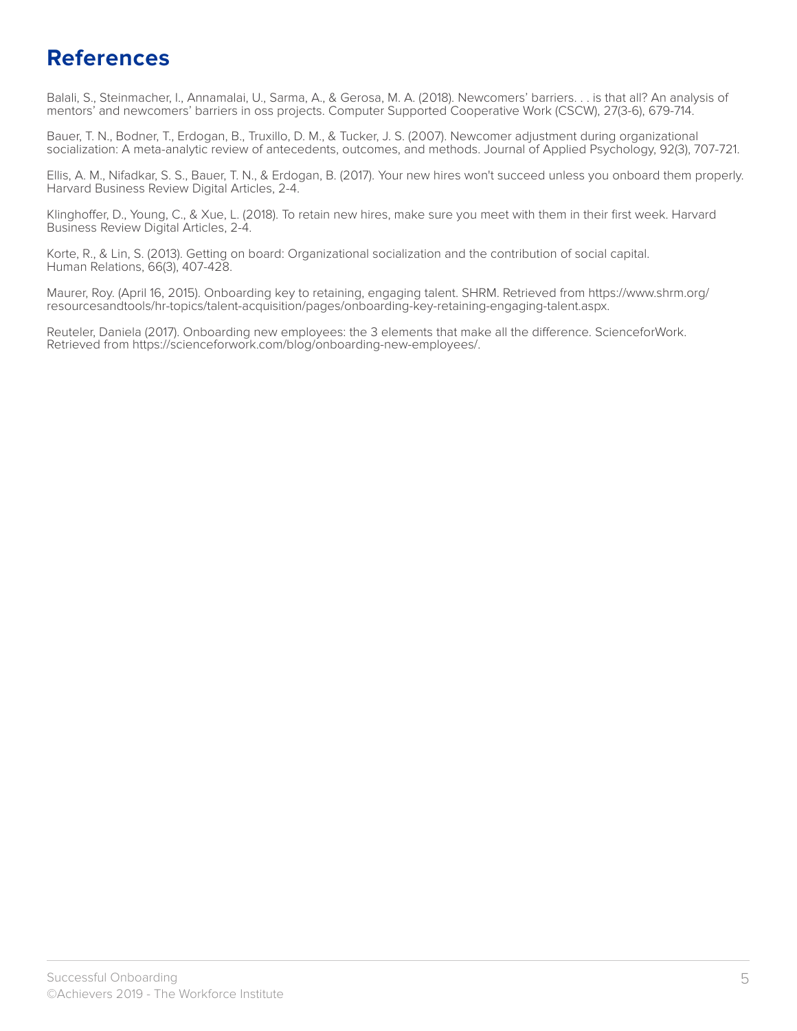# References

Balali, S., Steinmacher, I., Annamalai, U., Sarma, A., & Gerosa, M. A. (2018). Newcomers' barriers. . . is that all? An analysis of mentors' and newcomers' barriers in oss projects. Computer Supported Cooperative Work (CSCW), 27(3-6), 679-714.

Bauer, T. N., Bodner, T., Erdogan, B., Truxillo, D. M., & Tucker, J. S. (2007). Newcomer adjustment during organizational socialization: A meta-analytic review of antecedents, outcomes, and methods. Journal of Applied Psychology, 92(3), 707-721.

Ellis, A. M., Nifadkar, S. S., Bauer, T. N., & Erdogan, B. (2017). Your new hires won't succeed unless you onboard them properly. Harvard Business Review Digital Articles, 2-4.

Klinghoffer, D., Young, C., & Xue, L. (2018). To retain new hires, make sure you meet with them in their first week. Harvard Business Review Digital Articles, 2-4.

Korte, R., & Lin, S. (2013). Getting on board: Organizational socialization and the contribution of social capital. Human Relations, 66(3), 407-428.

Maurer, Roy. (April 16, 2015). Onboarding key to retaining, engaging talent. SHRM. Retrieved from https://www.shrm.org/resourcesandtools/hr-topics/talent-acquisition/pages/onboarding-key-retaining-engaging-talent.aspx.

Reuteler, Daniela (2017). Onboarding new employees: the 3 elements that make all the difference. ScienceforWork. Retrieved from https://scienceforwork.com/blog/onboarding-new-employees/.